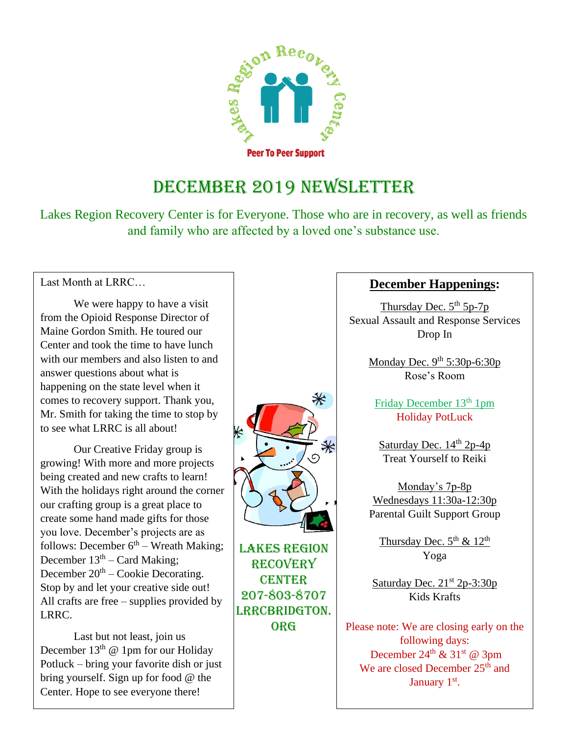Lakes Region Recovery Center

Peer To Peer Support

# December 2019 Newsletter

Lakes Region Recovery Center is for Everyone. Those who are in recovery, as well as friends and family who are affected by a loved one's substance use.

Last Month at LRRC…

We were happy to have a visit from the Opioid Response Director of Maine Gordon Smith. He toured our Center and took the time to have lunch with our members and also listen to and answer questions about what is happening on the state level when it comes to recovery support. Thank you, Mr. Smith for taking the time to stop by to see what LRRC is all about!

Our Creative Friday group is growing! With more and more projects being created and new crafts to learn! With the holidays right around the corner our crafting group is a great place to create some hand made gifts for those you love. December's projects are as follows: December 6th – Wreath Making; December 13th – Card Making; December 20th – Cookie Decorating. Stop by and let your creative side out! All crafts are free – supplies provided by LRRC.

Last but not least, join us December 13th @ 1pm for our Holiday Potluck – bring your favorite dish or just bring yourself. Sign up for food @ the Center. Hope to see everyone there!

LAKES REGION RECOVERY CENTER
207-803-8707
LRRCBRIDGTON.ORG

## December Happenings:

Thursday Dec. 5th 5p-7p
Sexual Assault and Response Services Drop In

Monday Dec. 9th 5:30p-6:30p
Rose's Room

Friday December 13th 1pm
Holiday PotLuck

Saturday Dec. 14th 2p-4p
Treat Yourself to Reiki

Monday's 7p-8p
Wednesdays 11:30a-12:30p
Parental Guilt Support Group

Thursday Dec. 5th & 12th
Yoga

Saturday Dec. 21st 2p-3:30p
Kids Krafts

Please note: We are closing early on the following days:
December 24th & 31st @ 3pm
We are closed December 25th and January 1st.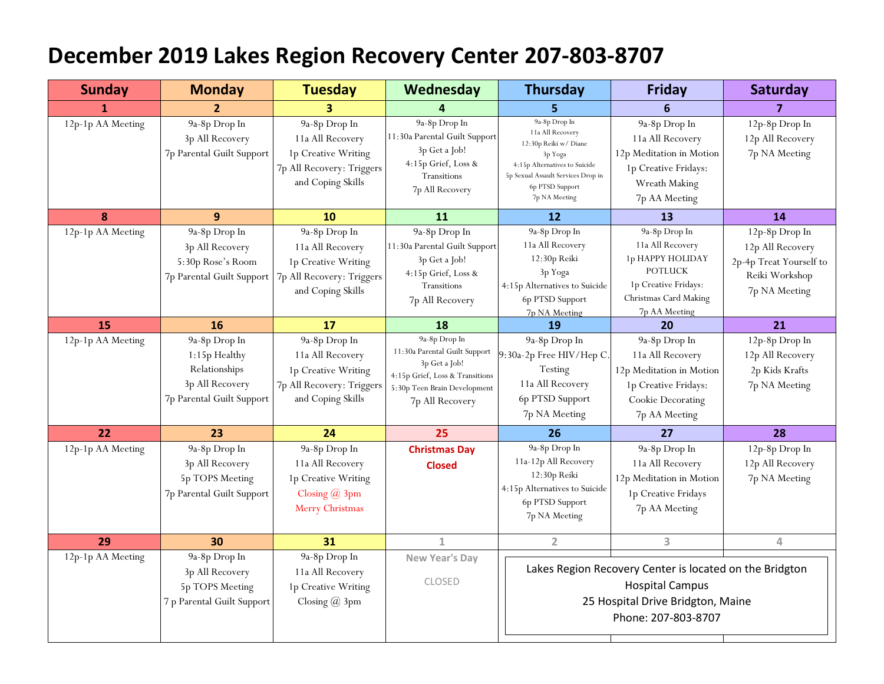# December 2019 Lakes Region Recovery Center 207-803-8707

| Sunday | Monday | Tuesday | Wednesday | Thursday | Friday | Saturday |
|---|---|---|---|---|---|---|
| **1** | **2** | **3** | **4** | **5** | **6** | **7** |
| 12p-1p AA Meeting | 9a-8p Drop In<br>3p All Recovery<br>7p Parental Guilt Support | 9a-8p Drop In<br>11a All Recovery<br>1p Creative Writing<br>7p All Recovery: Triggers and Coping Skills | 9a-8p Drop In<br>11:30a Parental Guilt Support<br>3p Get a Job!<br>4:15p Grief, Loss & Transitions<br>7p All Recovery | 9a-8p Drop In<br>11a All Recovery<br>12:30p Reiki w/ Diane<br>3p Yoga<br>4:15p Alternatives to Suicide<br>5p Sexual Assault Services Drop in<br>6p PTSD Support<br>7p NA Meeting | 9a-8p Drop In<br>11a All Recovery<br>12p Meditation in Motion<br>1p Creative Fridays: Wreath Making<br>7p AA Meeting | 12p-8p Drop In<br>12p All Recovery<br>7p NA Meeting |
| **8** | **9** | **10** | **11** | **12** | **13** | **14** |
| 12p-1p AA Meeting | 9a-8p Drop In<br>3p All Recovery<br>5:30p Rose's Room<br>7p Parental Guilt Support | 9a-8p Drop In<br>11a All Recovery<br>1p Creative Writing<br>7p All Recovery: Triggers and Coping Skills | 9a-8p Drop In<br>11:30a Parental Guilt Support<br>3p Get a Job!<br>4:15p Grief, Loss & Transitions<br>7p All Recovery | 9a-8p Drop In<br>11a All Recovery<br>12:30p Reiki<br>3p Yoga<br>4:15p Alternatives to Suicide<br>6p PTSD Support<br>7p NA Meeting | 9a-8p Drop In<br>11a All Recovery<br>1p HAPPY HOLIDAY POTLUCK<br>1p Creative Fridays: Christmas Card Making<br>7p AA Meeting | 12p-8p Drop In<br>12p All Recovery<br>2p-4p Treat Yourself to Reiki Workshop<br>7p NA Meeting |
| **15** | **16** | **17** | **18** | **19** | **20** | **21** |
| 12p-1p AA Meeting | 9a-8p Drop In<br>1:15p Healthy Relationships<br>3p All Recovery<br>7p Parental Guilt Support | 9a-8p Drop In<br>11a All Recovery<br>1p Creative Writing<br>7p All Recovery: Triggers and Coping Skills | 9a-8p Drop In<br>11:30a Parental Guilt Support<br>3p Get a Job!<br>4:15p Grief, Loss & Transitions<br>5:30p Teen Brain Development<br>7p All Recovery | 9a-8p Drop In<br>9:30a-2p Free HIV/Hep C. Testing<br>11a All Recovery<br>6p PTSD Support<br>7p NA Meeting | 9a-8p Drop In<br>11a All Recovery<br>12p Meditation in Motion<br>1p Creative Fridays: Cookie Decorating<br>7p AA Meeting | 12p-8p Drop In<br>12p All Recovery<br>2p Kids Krafts<br>7p NA Meeting |
| **22** | **23** | **24** | **25** | **26** | **27** | **28** |
| 12p-1p AA Meeting | 9a-8p Drop In<br>3p All Recovery<br>5p TOPS Meeting<br>7p Parental Guilt Support | 9a-8p Drop In<br>11a All Recovery<br>1p Creative Writing<br>Closing @ 3pm<br>Merry Christmas | **Christmas Day Closed** | 9a-8p Drop In<br>11a-12p All Recovery<br>12:30p Reiki<br>4:15p Alternatives to Suicide<br>6p PTSD Support<br>7p NA Meeting | 9a-8p Drop In<br>11a All Recovery<br>12p Meditation in Motion<br>1p Creative Fridays<br>7p AA Meeting | 12p-8p Drop In<br>12p All Recovery<br>7p NA Meeting |
| **29** | **30** | **31** | 1 | 2 | 3 | 4 |
| 12p-1p AA Meeting | 9a-8p Drop In<br>3p All Recovery<br>5p TOPS Meeting<br>7 p Parental Guilt Support | 9a-8p Drop In<br>11a All Recovery<br>1p Creative Writing<br>Closing @ 3pm | **New Year's Day**<br>CLOSED | | | |

Lakes Region Recovery Center is located on the Bridgton Hospital Campus
25 Hospital Drive Bridgton, Maine
Phone: 207-803-8707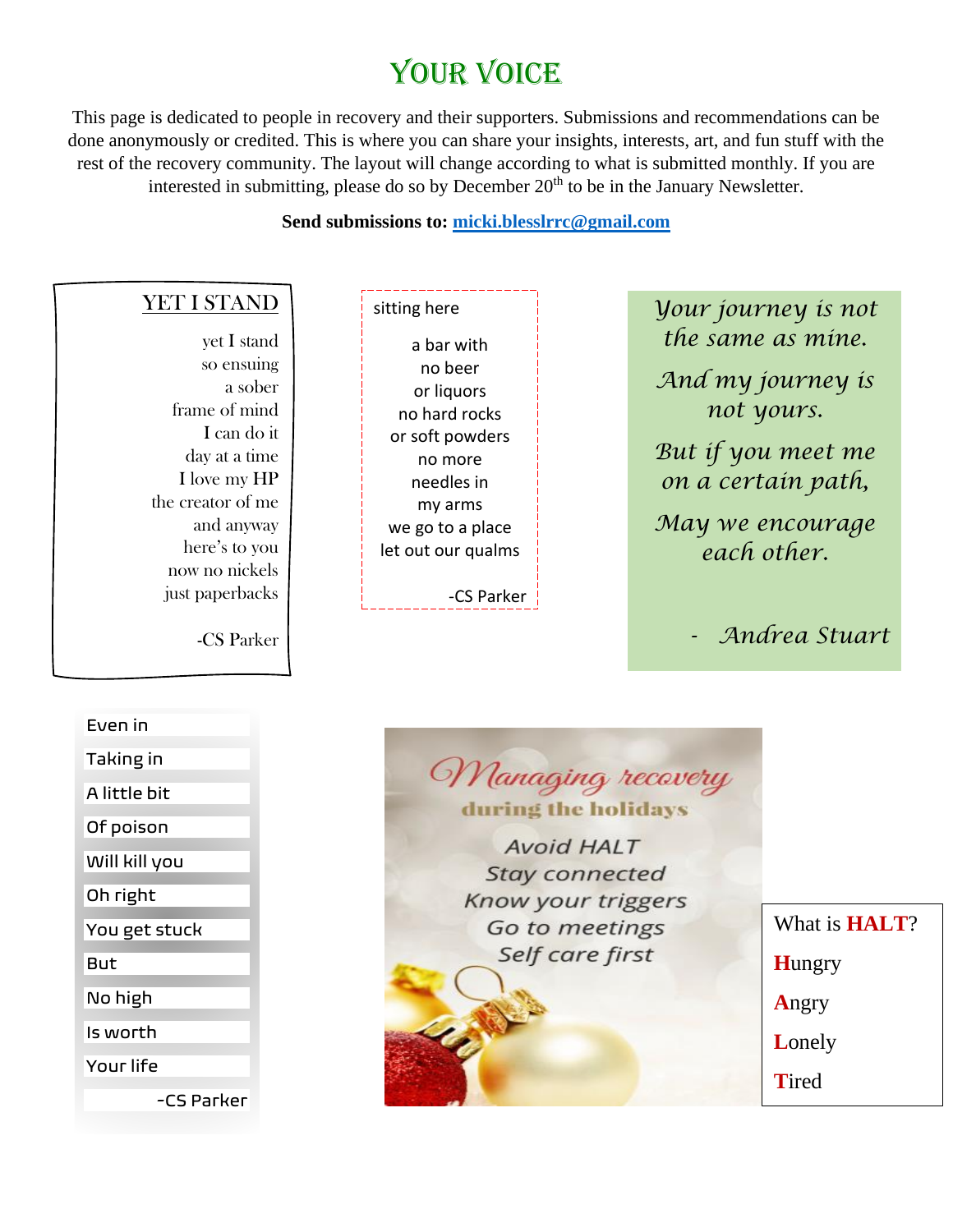# YOUR VOICE

This page is dedicated to people in recovery and their supporters. Submissions and recommendations can be done anonymously or credited. This is where you can share your insights, interests, art, and fun stuff with the rest of the recovery community. The layout will change according to what is submitted monthly. If you are interested in submitting, please do so by December 20th to be in the January Newsletter.

**Send submissions to: micki.blesslrrc@gmail.com**

## YET I STAND

yet I stand  
so ensuing  
a sober  
frame of mind  
I can do it  
day at a time  
I love my HP  
the creator of me  
and anyway  
here's to you  
now no nickels  
just paperbacks

-CS Parker

---

sitting here

a bar with  
no beer  
or liquors  
no hard rocks  
or soft powders  
no more  
needles in  
my arms  
we go to a place  
let out our qualms

-CS Parker

---

*Your journey is not the same as mine.*

*And my journey is not yours.*

*But if you meet me on a certain path,*

*May we encourage each other.*

*- Andrea Stuart*

---

Even in  
Taking in  
A little bit  
Of poison  
Will kill you  
Oh right  
You get stuck  
But  
No high  
Is worth  
Your life

-CS Parker

---

*Managing recovery*

**during the holidays**

Avoid HALT  
Stay connected  
Know your triggers  
Go to meetings  
Self care first

---

What is **HALT**?

**H**ungry  
**A**ngry  
**L**onely  
**T**ired